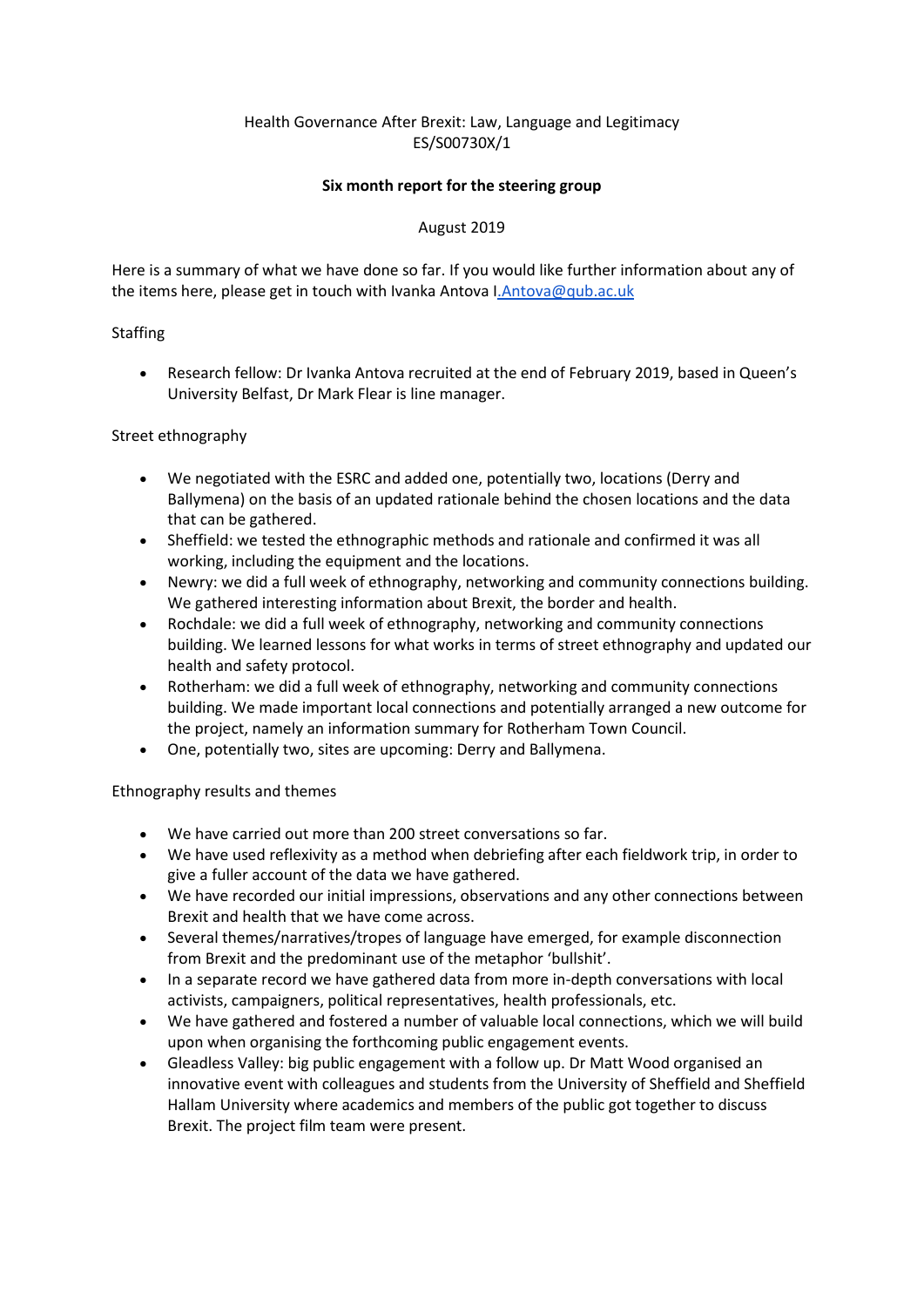Health Governance After Brexit: Law, Language and Legitimacy
ES/S00730X/1

**Six month report for the steering group**

August 2019

Here is a summary of what we have done so far. If you would like further information about any of the items here, please get in touch with Ivanka Antova I.Antova@qub.ac.uk

Staffing

- Research fellow: Dr Ivanka Antova recruited at the end of February 2019, based in Queen's University Belfast, Dr Mark Flear is line manager.

Street ethnography

- We negotiated with the ESRC and added one, potentially two, locations (Derry and Ballymena) on the basis of an updated rationale behind the chosen locations and the data that can be gathered.
- Sheffield: we tested the ethnographic methods and rationale and confirmed it was all working, including the equipment and the locations.
- Newry: we did a full week of ethnography, networking and community connections building. We gathered interesting information about Brexit, the border and health.
- Rochdale: we did a full week of ethnography, networking and community connections building. We learned lessons for what works in terms of street ethnography and updated our health and safety protocol.
- Rotherham: we did a full week of ethnography, networking and community connections building. We made important local connections and potentially arranged a new outcome for the project, namely an information summary for Rotherham Town Council.
- One, potentially two, sites are upcoming: Derry and Ballymena.

Ethnography results and themes

- We have carried out more than 200 street conversations so far.
- We have used reflexivity as a method when debriefing after each fieldwork trip, in order to give a fuller account of the data we have gathered.
- We have recorded our initial impressions, observations and any other connections between Brexit and health that we have come across.
- Several themes/narratives/tropes of language have emerged, for example disconnection from Brexit and the predominant use of the metaphor 'bullshit'.
- In a separate record we have gathered data from more in-depth conversations with local activists, campaigners, political representatives, health professionals, etc.
- We have gathered and fostered a number of valuable local connections, which we will build upon when organising the forthcoming public engagement events.
- Gleadless Valley: big public engagement with a follow up. Dr Matt Wood organised an innovative event with colleagues and students from the University of Sheffield and Sheffield Hallam University where academics and members of the public got together to discuss Brexit. The project film team were present.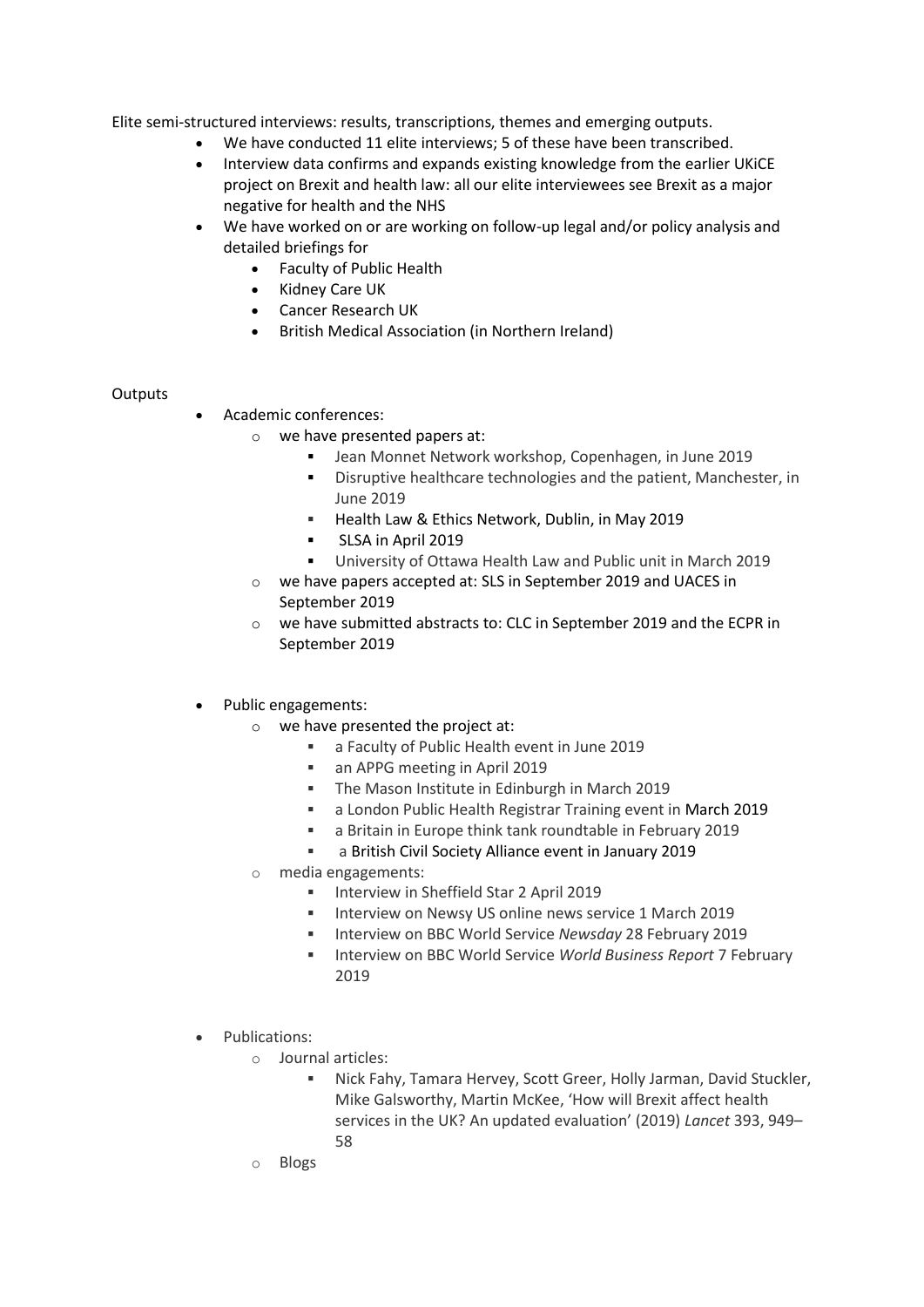Elite semi-structured interviews: results, transcriptions, themes and emerging outputs.

- We have conducted 11 elite interviews; 5 of these have been transcribed.
- Interview data confirms and expands existing knowledge from the earlier UKiCE project on Brexit and health law: all our elite interviewees see Brexit as a major negative for health and the NHS
- We have worked on or are working on follow-up legal and/or policy analysis and detailed briefings for
  - Faculty of Public Health
  - Kidney Care UK
  - Cancer Research UK
  - British Medical Association (in Northern Ireland)

Outputs

- Academic conferences:
  - we have presented papers at:
    - Jean Monnet Network workshop, Copenhagen, in June 2019
    - Disruptive healthcare technologies and the patient, Manchester, in June 2019
    - Health Law & Ethics Network, Dublin, in May 2019
    - SLSA in April 2019
    - University of Ottawa Health Law and Public unit in March 2019
  - we have papers accepted at: SLS in September 2019 and UACES in September 2019
  - we have submitted abstracts to: CLC in September 2019 and the ECPR in September 2019

- Public engagements:
  - we have presented the project at:
    - a Faculty of Public Health event in June 2019
    - an APPG meeting in April 2019
    - The Mason Institute in Edinburgh in March 2019
    - a London Public Health Registrar Training event in March 2019
    - a Britain in Europe think tank roundtable in February 2019
    - a British Civil Society Alliance event in January 2019
  - media engagements:
    - Interview in Sheffield Star 2 April 2019
    - Interview on Newsy US online news service 1 March 2019
    - Interview on BBC World Service *Newsday* 28 February 2019
    - Interview on BBC World Service *World Business Report* 7 February 2019

- Publications:
  - Journal articles:
    - Nick Fahy, Tamara Hervey, Scott Greer, Holly Jarman, David Stuckler, Mike Galsworthy, Martin McKee, 'How will Brexit affect health services in the UK? An updated evaluation' (2019) *Lancet* 393, 949–58
  - Blogs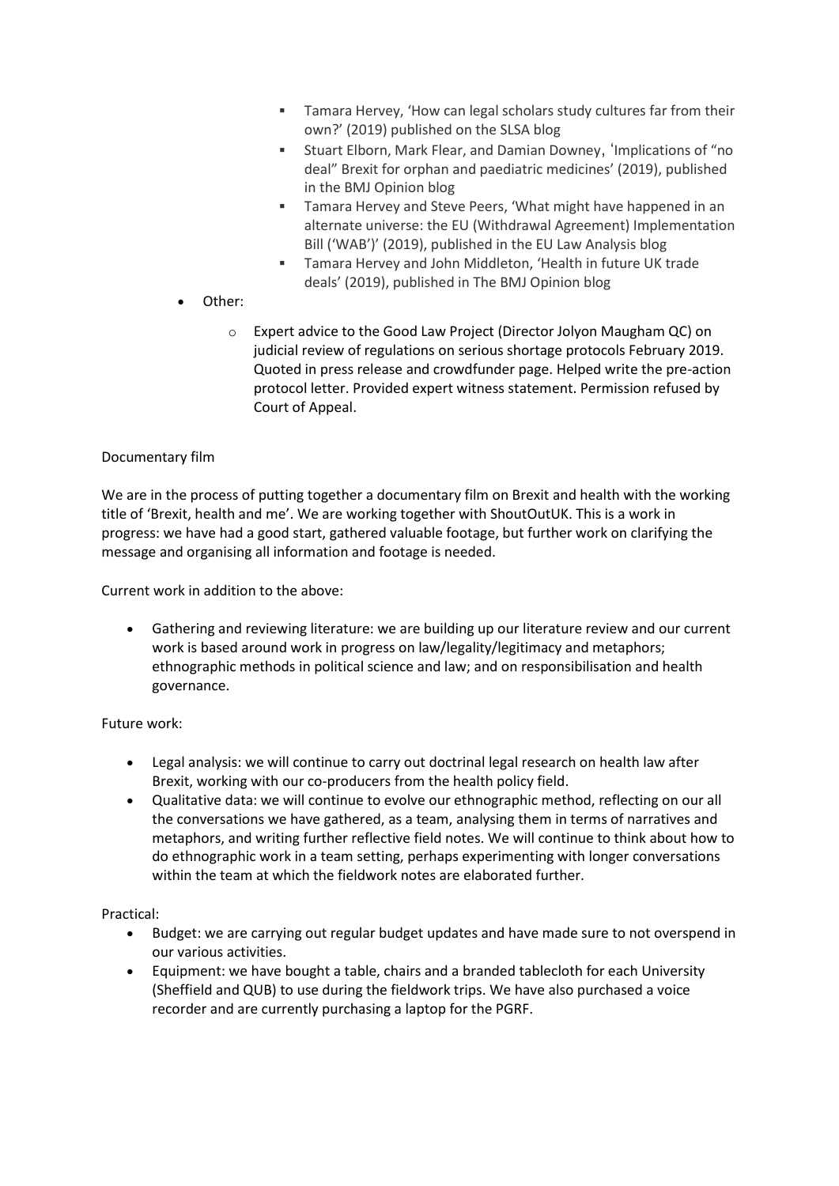- Tamara Hervey, 'How can legal scholars study cultures far from their own?' (2019) published on the SLSA blog
   - Stuart Elborn, Mark Flear, and Damian Downey, 'Implications of "no deal" Brexit for orphan and paediatric medicines' (2019), published in the BMJ Opinion blog
   - Tamara Hervey and Steve Peers, 'What might have happened in an alternate universe: the EU (Withdrawal Agreement) Implementation Bill ('WAB')' (2019), published in the EU Law Analysis blog
   - Tamara Hervey and John Middleton, 'Health in future UK trade deals' (2019), published in The BMJ Opinion blog

- Other:
  - Expert advice to the Good Law Project (Director Jolyon Maugham QC) on judicial review of regulations on serious shortage protocols February 2019. Quoted in press release and crowdfunder page. Helped write the pre-action protocol letter. Provided expert witness statement. Permission refused by Court of Appeal.

Documentary film

We are in the process of putting together a documentary film on Brexit and health with the working title of 'Brexit, health and me'. We are working together with ShoutOutUK. This is a work in progress: we have had a good start, gathered valuable footage, but further work on clarifying the message and organising all information and footage is needed.

Current work in addition to the above:

- Gathering and reviewing literature: we are building up our literature review and our current work is based around work in progress on law/legality/legitimacy and metaphors; ethnographic methods in political science and law; and on responsibilisation and health governance.

Future work:

- Legal analysis: we will continue to carry out doctrinal legal research on health law after Brexit, working with our co-producers from the health policy field.
- Qualitative data: we will continue to evolve our ethnographic method, reflecting on our all the conversations we have gathered, as a team, analysing them in terms of narratives and metaphors, and writing further reflective field notes. We will continue to think about how to do ethnographic work in a team setting, perhaps experimenting with longer conversations within the team at which the fieldwork notes are elaborated further.

Practical:

- Budget: we are carrying out regular budget updates and have made sure to not overspend in our various activities.
- Equipment: we have bought a table, chairs and a branded tablecloth for each University (Sheffield and QUB) to use during the fieldwork trips. We have also purchased a voice recorder and are currently purchasing a laptop for the PGRF.